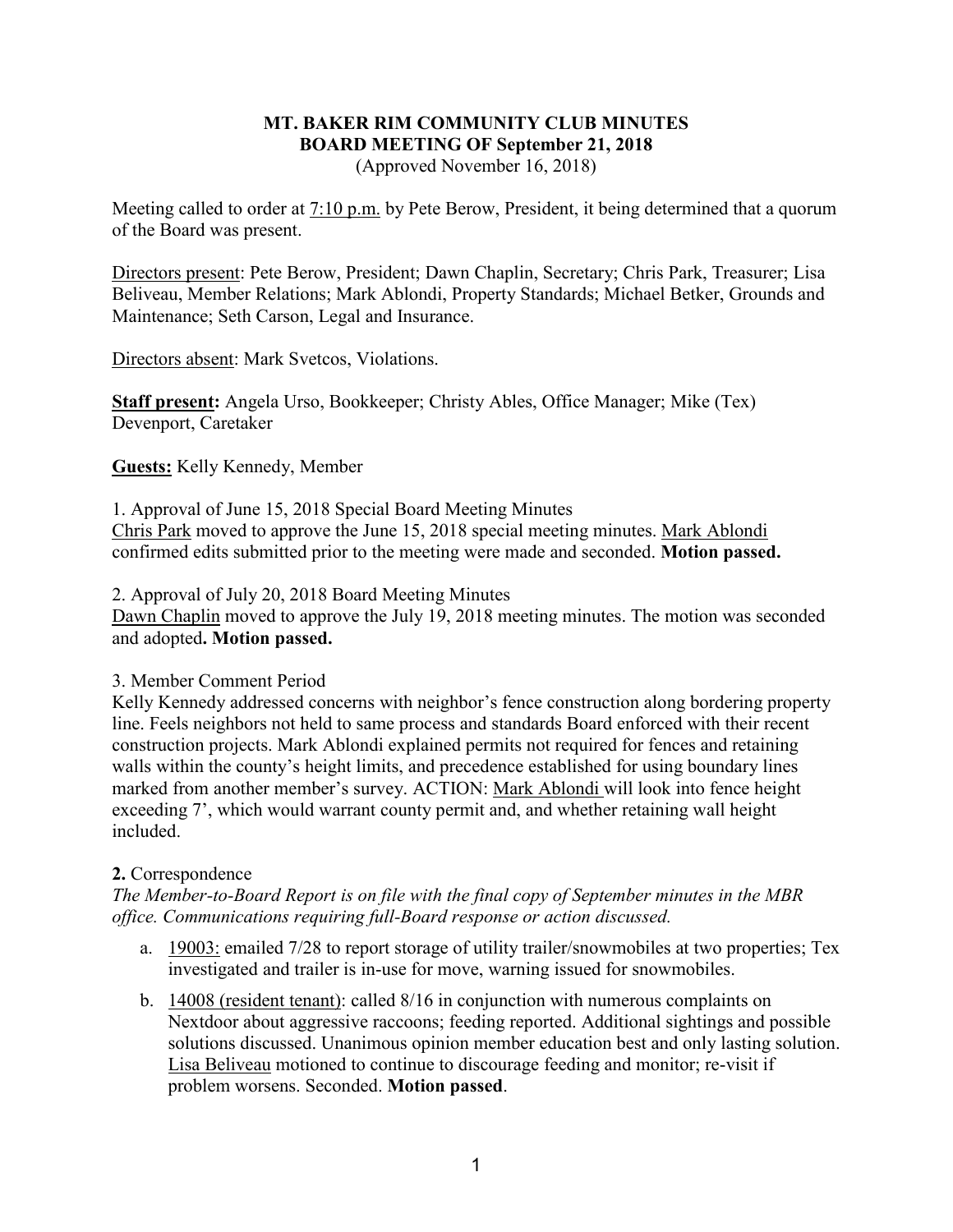**MT. BAKER RIM COMMUNITY CLUB MINUTES**
**BOARD MEETING OF September 21, 2018**
(Approved November 16, 2018)

Meeting called to order at 7:10 p.m. by Pete Berow, President, it being determined that a quorum of the Board was present.

Directors present: Pete Berow, President; Dawn Chaplin, Secretary; Chris Park, Treasurer; Lisa Beliveau, Member Relations; Mark Ablondi, Property Standards; Michael Betker, Grounds and Maintenance; Seth Carson, Legal and Insurance.

Directors absent: Mark Svetcos, Violations.

**Staff present:** Angela Urso, Bookkeeper; Christy Ables, Office Manager; Mike (Tex) Devenport, Caretaker

**Guests:** Kelly Kennedy, Member

1. Approval of June 15, 2018 Special Board Meeting Minutes
Chris Park moved to approve the June 15, 2018 special meeting minutes. Mark Ablondi confirmed edits submitted prior to the meeting were made and seconded. **Motion passed.**

2. Approval of July 20, 2018 Board Meeting Minutes
Dawn Chaplin moved to approve the July 19, 2018 meeting minutes. The motion was seconded and adopted**. Motion passed.**

3. Member Comment Period
Kelly Kennedy addressed concerns with neighbor's fence construction along bordering property line. Feels neighbors not held to same process and standards Board enforced with their recent construction projects. Mark Ablondi explained permits not required for fences and retaining walls within the county's height limits, and precedence established for using boundary lines marked from another member's survey. ACTION: Mark Ablondi will look into fence height exceeding 7', which would warrant county permit and, and whether retaining wall height included.

**2.** Correspondence
*The Member-to-Board Report is on file with the final copy of September minutes in the MBR office. Communications requiring full-Board response or action discussed.*

a. 19003: emailed 7/28 to report storage of utility trailer/snowmobiles at two properties; Tex investigated and trailer is in-use for move, warning issued for snowmobiles.

b. 14008 (resident tenant): called 8/16 in conjunction with numerous complaints on Nextdoor about aggressive raccoons; feeding reported. Additional sightings and possible solutions discussed. Unanimous opinion member education best and only lasting solution. Lisa Beliveau motioned to continue to discourage feeding and monitor; re-visit if problem worsens. Seconded. **Motion passed**.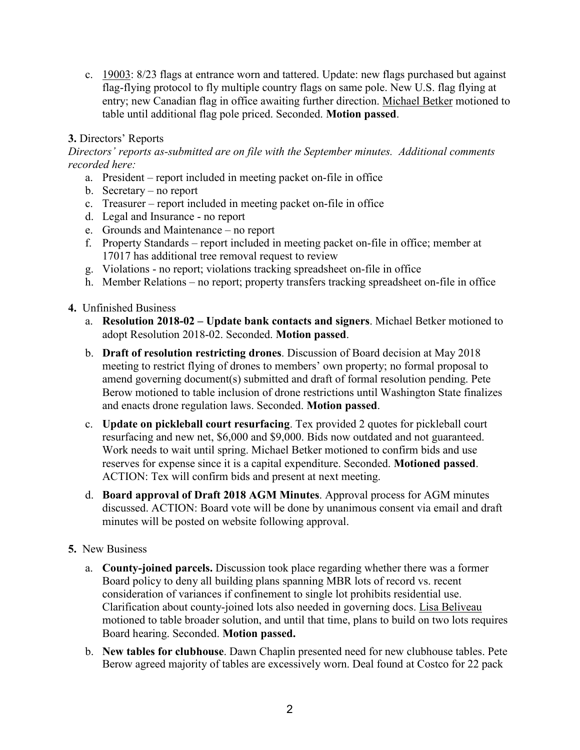c. 19003: 8/23 flags at entrance worn and tattered. Update: new flags purchased but against flag-flying protocol to fly multiple country flags on same pole. New U.S. flag flying at entry; new Canadian flag in office awaiting further direction. Michael Betker motioned to table until additional flag pole priced. Seconded. **Motion passed**.

**3.** Directors' Reports

*Directors' reports as-submitted are on file with the September minutes. Additional comments recorded here:*

a. President – report included in meeting packet on-file in office
b. Secretary – no report
c. Treasurer – report included in meeting packet on-file in office
d. Legal and Insurance - no report
e. Grounds and Maintenance – no report
f. Property Standards – report included in meeting packet on-file in office; member at 17017 has additional tree removal request to review
g. Violations - no report; violations tracking spreadsheet on-file in office
h. Member Relations – no report; property transfers tracking spreadsheet on-file in office

**4.** Unfinished Business

a. **Resolution 2018-02 – Update bank contacts and signers**. Michael Betker motioned to adopt Resolution 2018-02. Seconded. **Motion passed**.

b. **Draft of resolution restricting drones**. Discussion of Board decision at May 2018 meeting to restrict flying of drones to members' own property; no formal proposal to amend governing document(s) submitted and draft of formal resolution pending. Pete Berow motioned to table inclusion of drone restrictions until Washington State finalizes and enacts drone regulation laws. Seconded. **Motion passed**.

c. **Update on pickleball court resurfacing**. Tex provided 2 quotes for pickleball court resurfacing and new net, $6,000 and $9,000. Bids now outdated and not guaranteed. Work needs to wait until spring. Michael Betker motioned to confirm bids and use reserves for expense since it is a capital expenditure. Seconded. **Motioned passed**. ACTION: Tex will confirm bids and present at next meeting.

d. **Board approval of Draft 2018 AGM Minutes**. Approval process for AGM minutes discussed. ACTION: Board vote will be done by unanimous consent via email and draft minutes will be posted on website following approval.

**5.** New Business

a. **County-joined parcels.** Discussion took place regarding whether there was a former Board policy to deny all building plans spanning MBR lots of record vs. recent consideration of variances if confinement to single lot prohibits residential use. Clarification about county-joined lots also needed in governing docs. Lisa Beliveau motioned to table broader solution, and until that time, plans to build on two lots requires Board hearing. Seconded. **Motion passed.**

b. **New tables for clubhouse**. Dawn Chaplin presented need for new clubhouse tables. Pete Berow agreed majority of tables are excessively worn. Deal found at Costco for 22 pack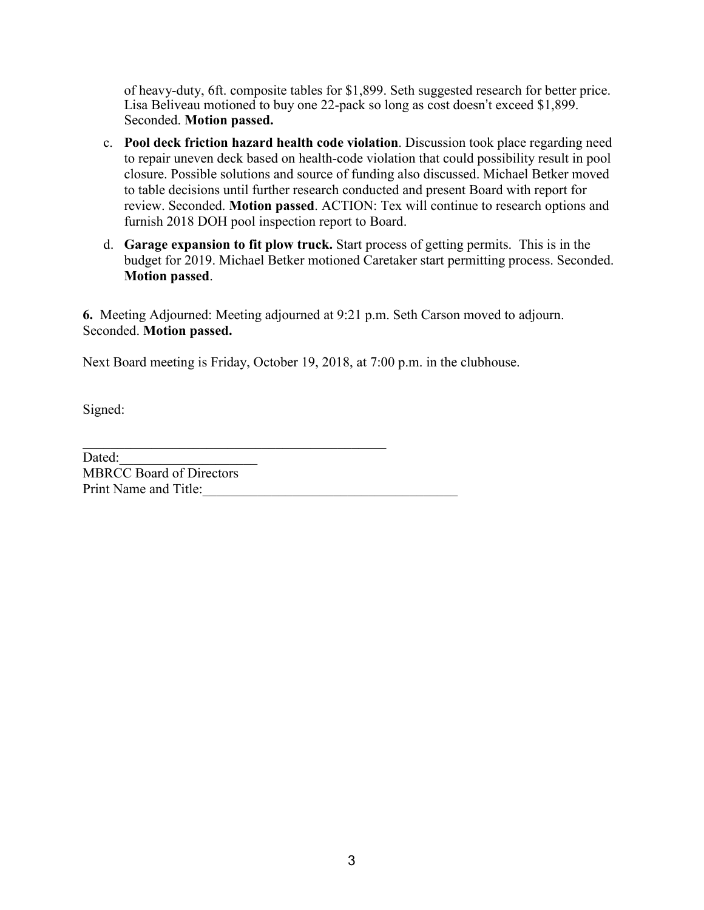of heavy-duty, 6ft. composite tables for $1,899. Seth suggested research for better price. Lisa Beliveau motioned to buy one 22-pack so long as cost doesn't exceed $1,899. Seconded. **Motion passed.**

c. **Pool deck friction hazard health code violation**. Discussion took place regarding need to repair uneven deck based on health-code violation that could possibility result in pool closure. Possible solutions and source of funding also discussed. Michael Betker moved to table decisions until further research conducted and present Board with report for review. Seconded. **Motion passed**. ACTION: Tex will continue to research options and furnish 2018 DOH pool inspection report to Board.

d. **Garage expansion to fit plow truck.** Start process of getting permits. This is in the budget for 2019. Michael Betker motioned Caretaker start permitting process. Seconded. **Motion passed**.

**6.** Meeting Adjourned: Meeting adjourned at 9:21 p.m. Seth Carson moved to adjourn. Seconded. **Motion passed.**

Next Board meeting is Friday, October 19, 2018, at 7:00 p.m. in the clubhouse.

Signed:

_____________________________________________

Dated:____________________

MBRCC Board of Directors

Print Name and Title:_____________________________________